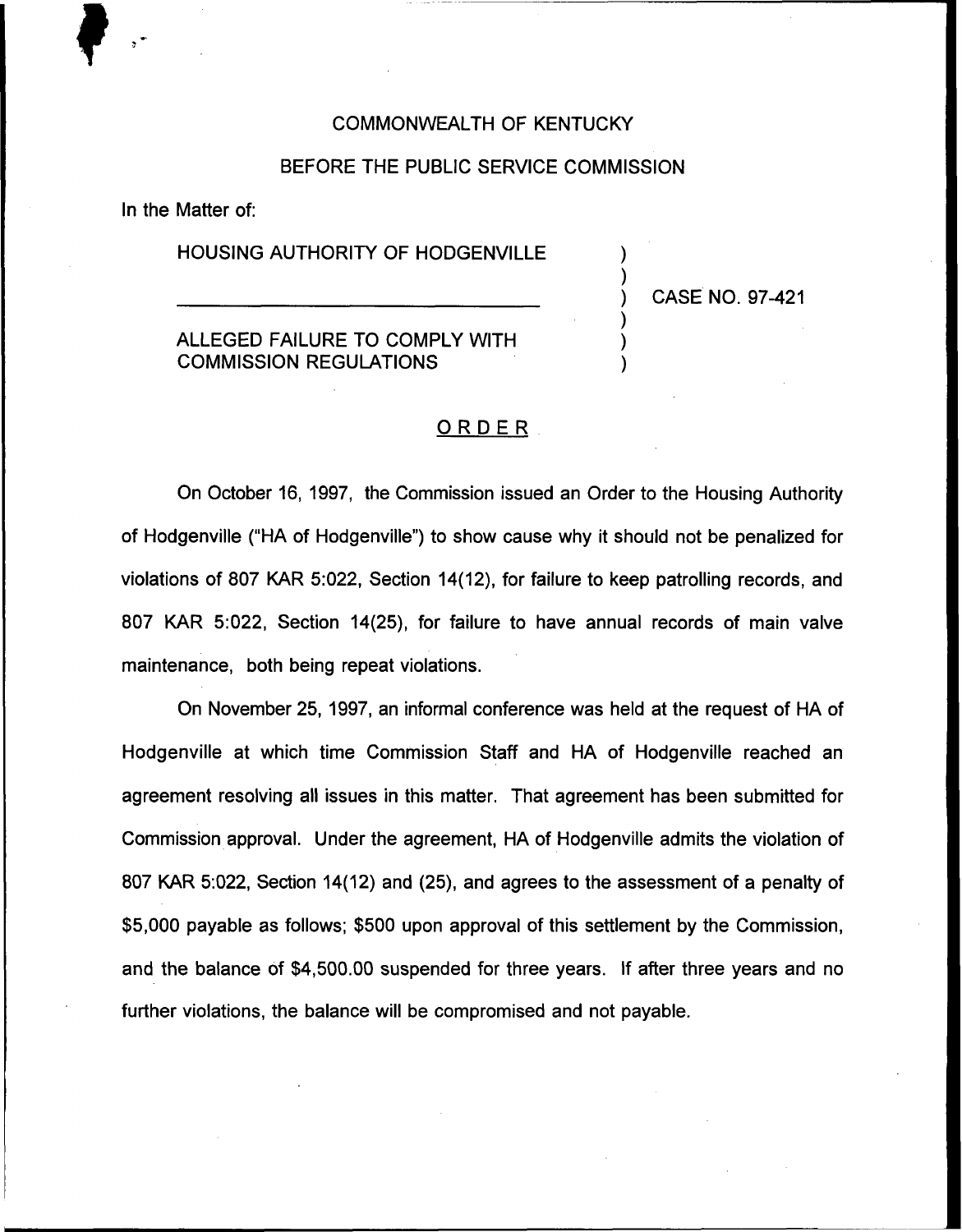COMMONWEALTH OF KENTUCKY

BEFORE THE PUBLIC SERVICE COMMISSION

In the Matter of:

HOUSING AUTHORITY OF HODGENVILLE

ALLEGED FAILURE TO COMPLY WITH COMMISSION REGULATIONS

) CASE NO. 97-421

## ORDER

On October 16, 1997, the Commission issued an Order to the Housing Authority of Hodgenville ("HA of Hodgenville") to show cause why it should not be penalized for violations of 807 KAR 5:022, Section 14(12), for failure to keep patrolling records, and 807 KAR 5:022, Section 14(25), for failure to have annual records of main valve maintenance, both being repeat violations.

On November 25, 1997, an informal conference was held at the request of HA of Hodgenville at which time Commission Staff and HA of Hodgenville reached an agreement resolving all issues in this matter. That agreement has been submitted for Commission approval. Under the agreement, HA of Hodgenville admits the violation of 807 KAR 5:022, Section 14(12) and (25), and agrees to the assessment of a penalty of $5,000 payable as follows; $500 upon approval of this settlement by the Commission, and the balance of $4,500.00 suspended for three years. If after three years and no further violations, the balance will be compromised and not payable.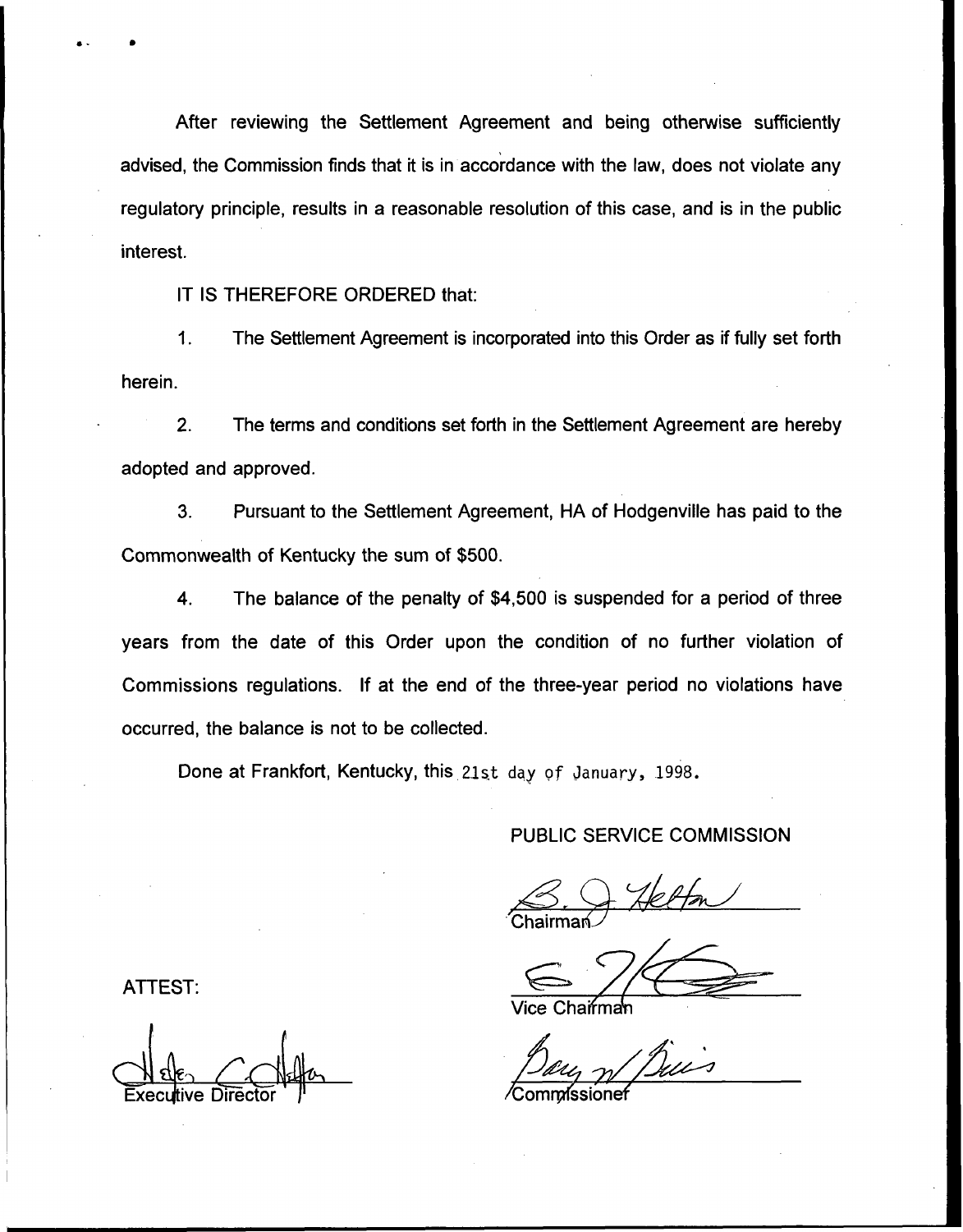After reviewing the Settlement Agreement and being otherwise sufficiently advised, the Commission finds that it is in accordance with the law, does not violate any regulatory principle, results in a reasonable resolution of this case, and is in the public interest.

IT IS THEREFORE ORDERED that:

1. The Settlement Agreement is incorporated into this Order as if fully set forth herein.

2. The terms and conditions set forth in the Settlement Agreement are hereby adopted and approved.

3. Pursuant to the Settlement Agreement, HA of Hodgenville has paid to the Commonwealth of Kentucky the sum of $500.

4. The balance of the penalty of $4,500 is suspended for a period of three years from the date of this Order upon the condition of no further violation of Commissions regulations. If at the end of the three-year period no violations have occurred, the balance is not to be collected.

Done at Frankfort, Kentucky, this 21st day of January, 1998.

PUBLIC SERVICE COMMISSION

Chairman

Vice Chairman

Commissioner

ATTEST:

Executive Director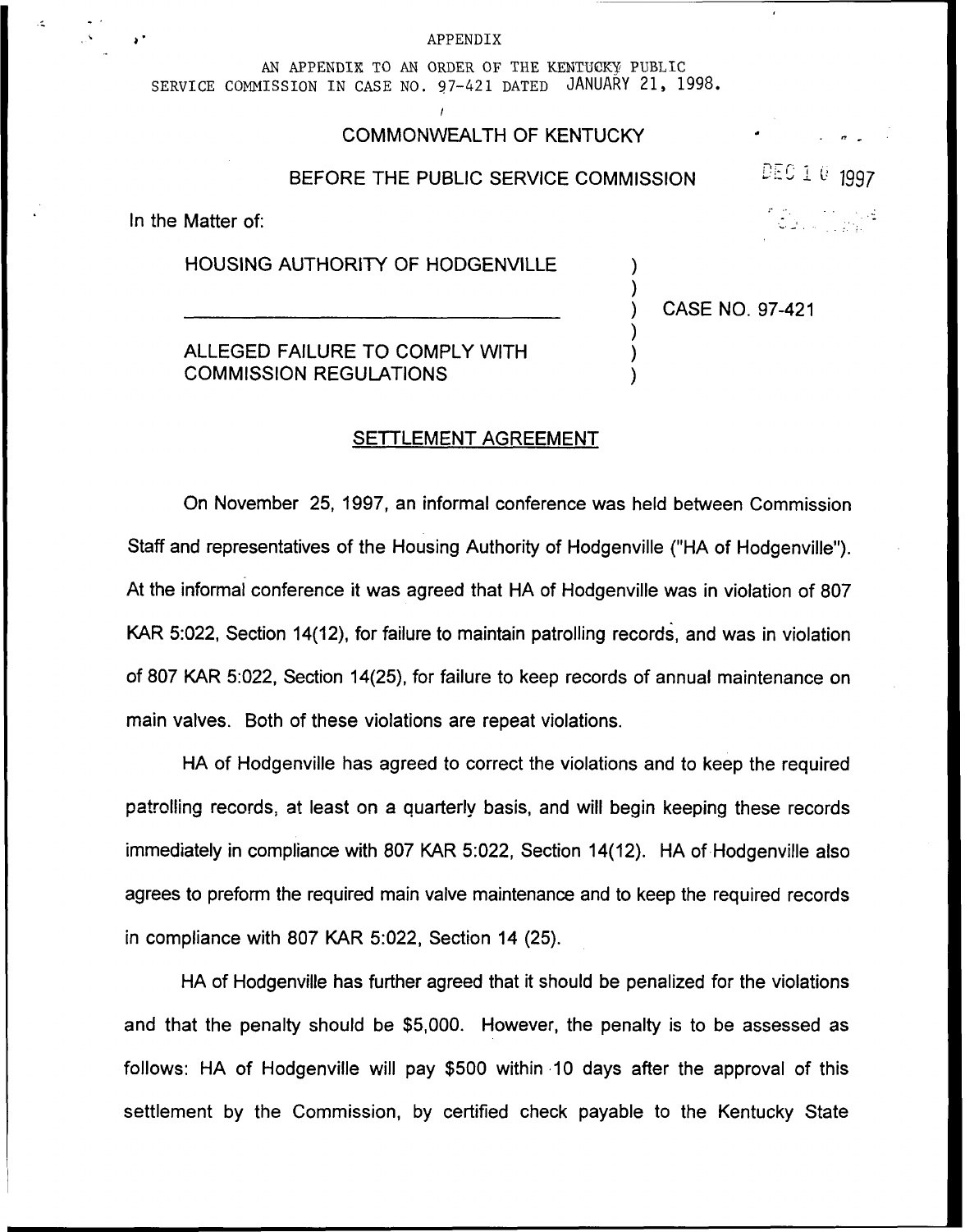APPENDIX

AN APPENDIX TO AN ORDER OF THE KENTUCKY PUBLIC SERVICE COMMISSION IN CASE NO. 97-421 DATED JANUARY 21, 1998.

COMMONWEALTH OF KENTUCKY

BEFORE THE PUBLIC SERVICE COMMISSION

DEC 10 1997

In the Matter of:

HOUSING AUTHORITY OF HODGENVILLE

ALLEGED FAILURE TO COMPLY WITH COMMISSION REGULATIONS

CASE NO. 97-421

## SETTLEMENT AGREEMENT

On November 25, 1997, an informal conference was held between Commission Staff and representatives of the Housing Authority of Hodgenville ("HA of Hodgenville"). At the informal conference it was agreed that HA of Hodgenville was in violation of 807 KAR 5:022, Section 14(12), for failure to maintain patrolling records, and was in violation of 807 KAR 5:022, Section 14(25), for failure to keep records of annual maintenance on main valves. Both of these violations are repeat violations.

HA of Hodgenville has agreed to correct the violations and to keep the required patrolling records, at least on a quarterly basis, and will begin keeping these records immediately in compliance with 807 KAR 5:022, Section 14(12). HA of Hodgenville also agrees to preform the required main valve maintenance and to keep the required records in compliance with 807 KAR 5:022, Section 14 (25).

HA of Hodgenville has further agreed that it should be penalized for the violations and that the penalty should be $5,000. However, the penalty is to be assessed as follows: HA of Hodgenville will pay $500 within 10 days after the approval of this settlement by the Commission, by certified check payable to the Kentucky State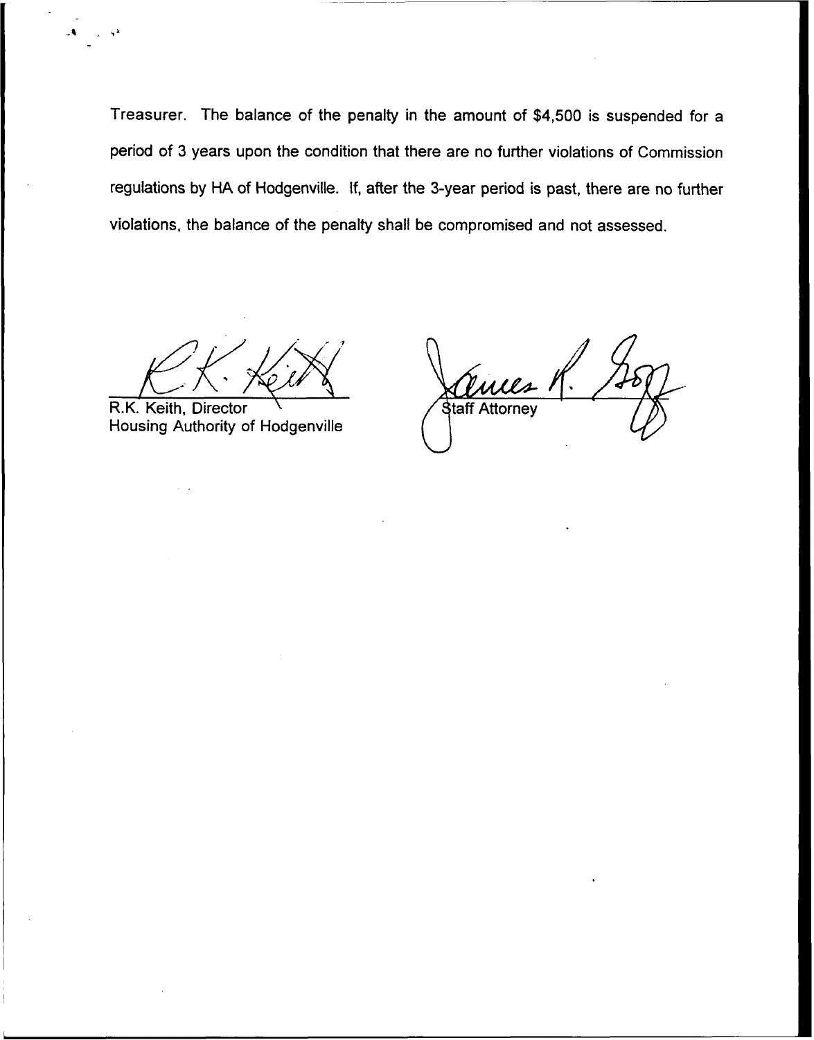Treasurer. The balance of the penalty in the amount of $4,500 is suspended for a period of 3 years upon the condition that there are no further violations of Commission regulations by HA of Hodgenville. If, after the 3-year period is past, there are no further violations, the balance of the penalty shall be compromised and not assessed.

R.K. Keith, Director
Housing Authority of Hodgenville

Staff Attorney